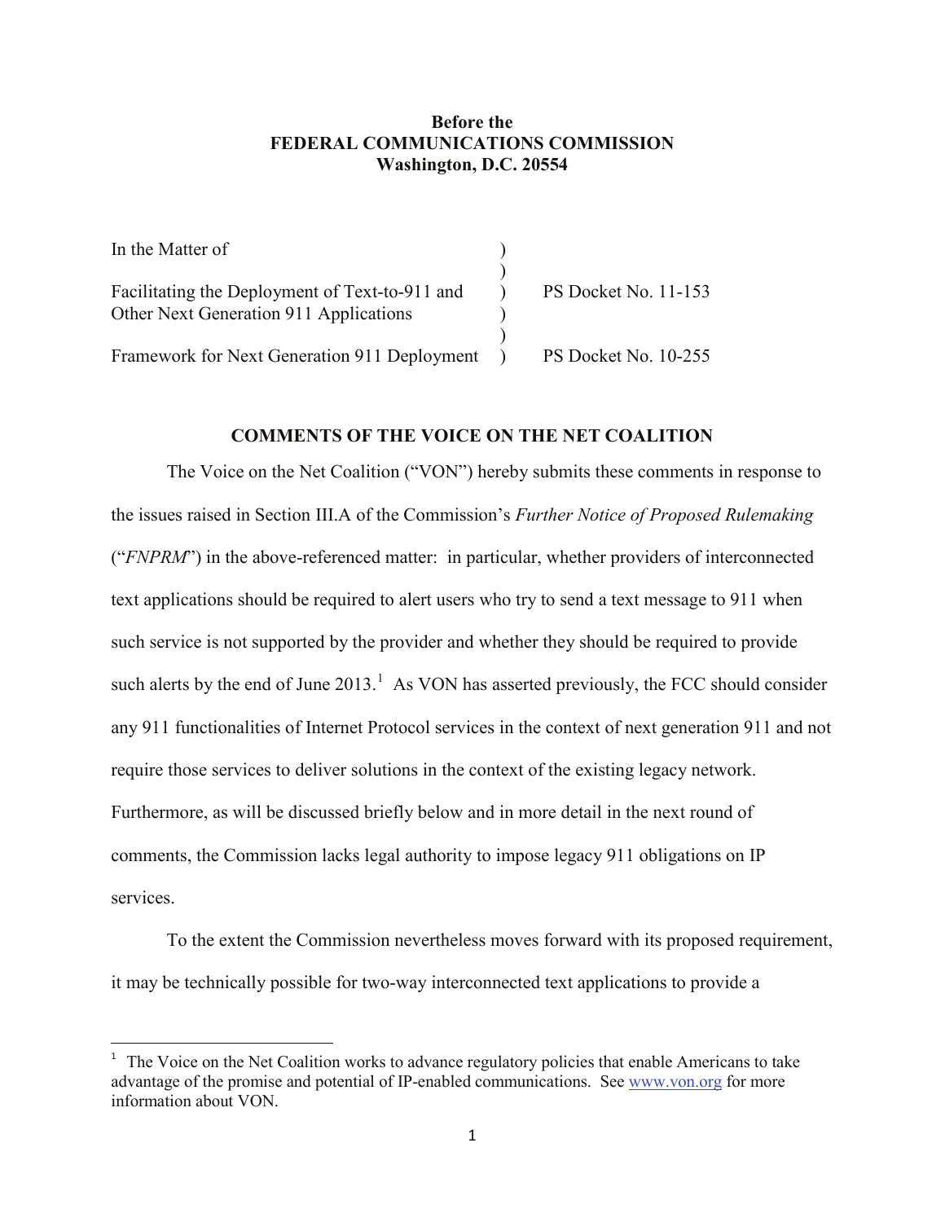**Before the**
**FEDERAL COMMUNICATIONS COMMISSION**
**Washington, D.C. 20554**

| | | |
|---|---|---|
| In the Matter of | ) | |
| | ) | |
| Facilitating the Deployment of Text-to-911 and Other Next Generation 911 Applications | ) | PS Docket No. 11-153 |
| | ) | |
| Framework for Next Generation 911 Deployment | ) | PS Docket No. 10-255 |

## COMMENTS OF THE VOICE ON THE NET COALITION

The Voice on the Net Coalition ("VON") hereby submits these comments in response to the issues raised in Section III.A of the Commission's *Further Notice of Proposed Rulemaking* ("*FNPRM*") in the above-referenced matter: in particular, whether providers of interconnected text applications should be required to alert users who try to send a text message to 911 when such service is not supported by the provider and whether they should be required to provide such alerts by the end of June 2013.[1] As VON has asserted previously, the FCC should consider any 911 functionalities of Internet Protocol services in the context of next generation 911 and not require those services to deliver solutions in the context of the existing legacy network. Furthermore, as will be discussed briefly below and in more detail in the next round of comments, the Commission lacks legal authority to impose legacy 911 obligations on IP services.

To the extent the Commission nevertheless moves forward with its proposed requirement, it may be technically possible for two-way interconnected text applications to provide a

---

[1] The Voice on the Net Coalition works to advance regulatory policies that enable Americans to take advantage of the promise and potential of IP-enabled communications. See www.von.org for more information about VON.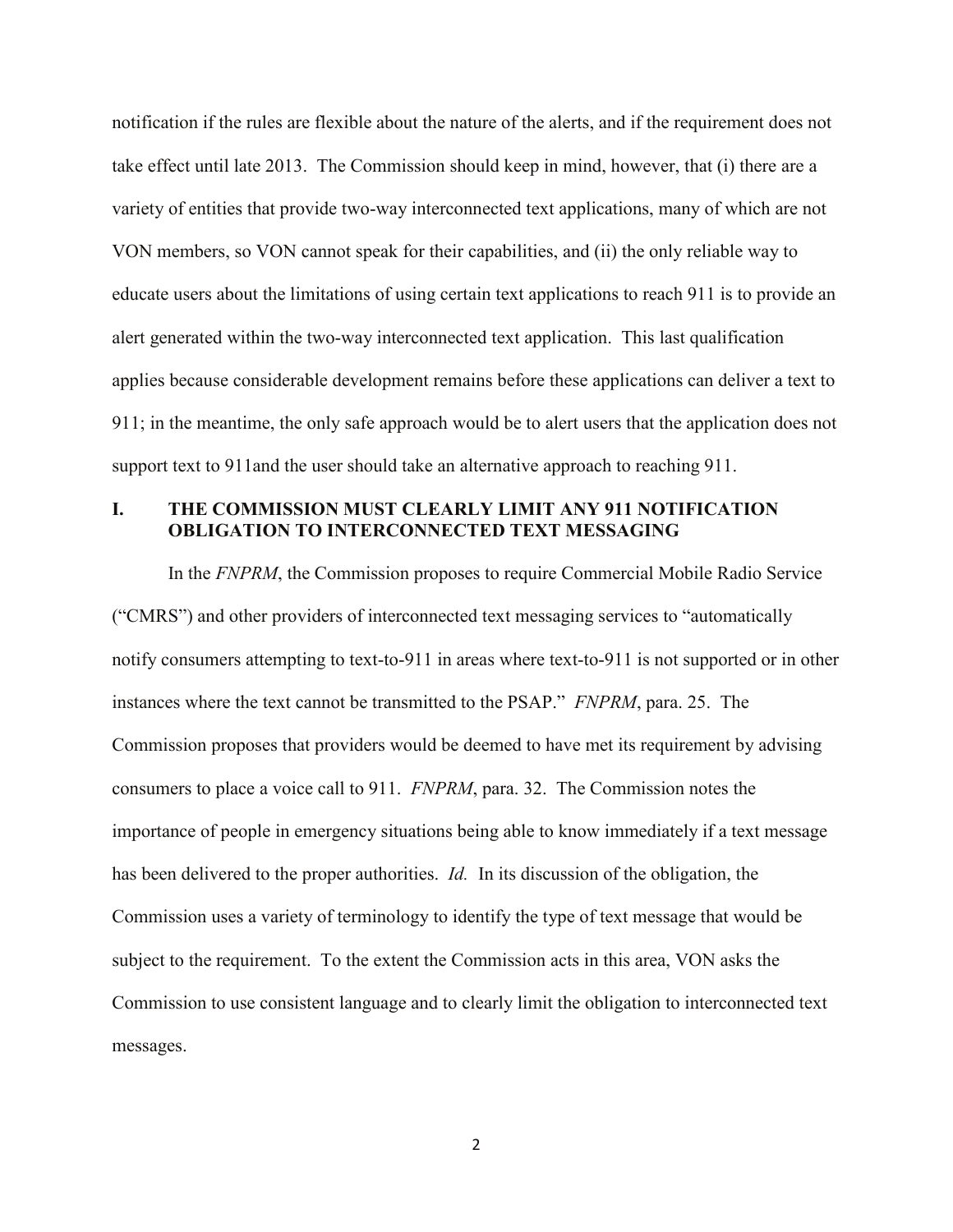notification if the rules are flexible about the nature of the alerts, and if the requirement does not take effect until late 2013. The Commission should keep in mind, however, that (i) there are a variety of entities that provide two-way interconnected text applications, many of which are not VON members, so VON cannot speak for their capabilities, and (ii) the only reliable way to educate users about the limitations of using certain text applications to reach 911 is to provide an alert generated within the two-way interconnected text application. This last qualification applies because considerable development remains before these applications can deliver a text to 911; in the meantime, the only safe approach would be to alert users that the application does not support text to 911and the user should take an alternative approach to reaching 911.

## I. THE COMMISSION MUST CLEARLY LIMIT ANY 911 NOTIFICATION OBLIGATION TO INTERCONNECTED TEXT MESSAGING

In the *FNPRM*, the Commission proposes to require Commercial Mobile Radio Service ("CMRS") and other providers of interconnected text messaging services to "automatically notify consumers attempting to text-to-911 in areas where text-to-911 is not supported or in other instances where the text cannot be transmitted to the PSAP." *FNPRM*, para. 25. The Commission proposes that providers would be deemed to have met its requirement by advising consumers to place a voice call to 911. *FNPRM*, para. 32. The Commission notes the importance of people in emergency situations being able to know immediately if a text message has been delivered to the proper authorities. *Id.* In its discussion of the obligation, the Commission uses a variety of terminology to identify the type of text message that would be subject to the requirement. To the extent the Commission acts in this area, VON asks the Commission to use consistent language and to clearly limit the obligation to interconnected text messages.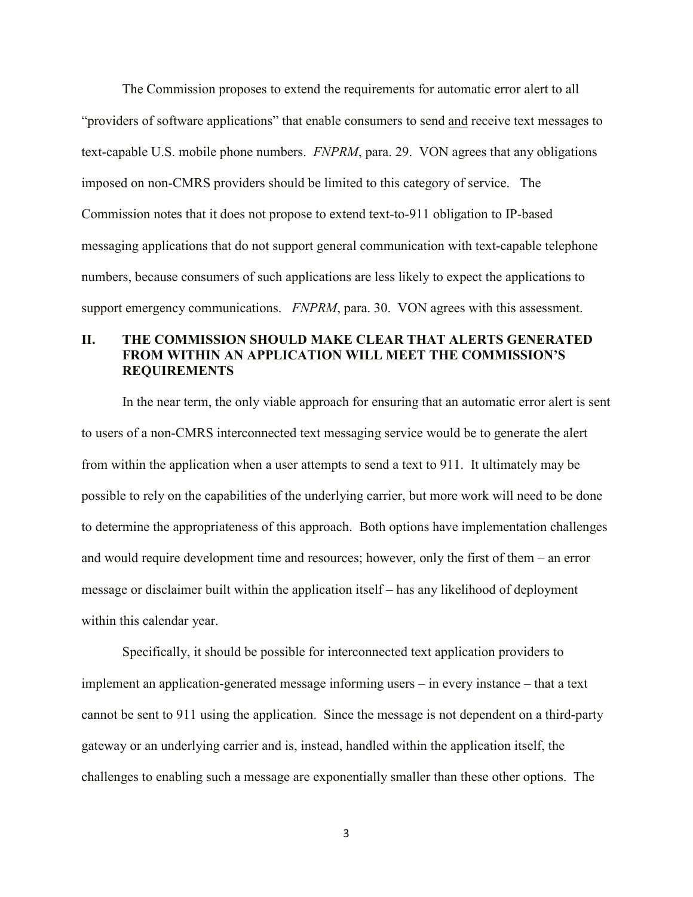The Commission proposes to extend the requirements for automatic error alert to all "providers of software applications" that enable consumers to send and receive text messages to text-capable U.S. mobile phone numbers. *FNPRM*, para. 29. VON agrees that any obligations imposed on non-CMRS providers should be limited to this category of service. The Commission notes that it does not propose to extend text-to-911 obligation to IP-based messaging applications that do not support general communication with text-capable telephone numbers, because consumers of such applications are less likely to expect the applications to support emergency communications. *FNPRM*, para. 30. VON agrees with this assessment.

## II. THE COMMISSION SHOULD MAKE CLEAR THAT ALERTS GENERATED FROM WITHIN AN APPLICATION WILL MEET THE COMMISSION'S REQUIREMENTS

In the near term, the only viable approach for ensuring that an automatic error alert is sent to users of a non-CMRS interconnected text messaging service would be to generate the alert from within the application when a user attempts to send a text to 911. It ultimately may be possible to rely on the capabilities of the underlying carrier, but more work will need to be done to determine the appropriateness of this approach. Both options have implementation challenges and would require development time and resources; however, only the first of them – an error message or disclaimer built within the application itself – has any likelihood of deployment within this calendar year.

Specifically, it should be possible for interconnected text application providers to implement an application-generated message informing users – in every instance – that a text cannot be sent to 911 using the application. Since the message is not dependent on a third-party gateway or an underlying carrier and is, instead, handled within the application itself, the challenges to enabling such a message are exponentially smaller than these other options. The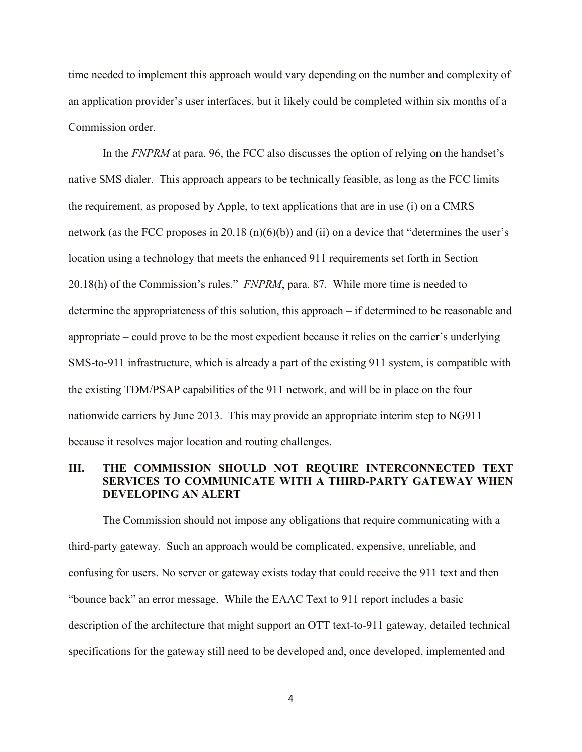time needed to implement this approach would vary depending on the number and complexity of an application provider's user interfaces, but it likely could be completed within six months of a Commission order.

In the *FNPRM* at para. 96, the FCC also discusses the option of relying on the handset's native SMS dialer. This approach appears to be technically feasible, as long as the FCC limits the requirement, as proposed by Apple, to text applications that are in use (i) on a CMRS network (as the FCC proposes in 20.18 (n)(6)(b)) and (ii) on a device that "determines the user's location using a technology that meets the enhanced 911 requirements set forth in Section 20.18(h) of the Commission's rules." *FNPRM*, para. 87. While more time is needed to determine the appropriateness of this solution, this approach – if determined to be reasonable and appropriate – could prove to be the most expedient because it relies on the carrier's underlying SMS-to-911 infrastructure, which is already a part of the existing 911 system, is compatible with the existing TDM/PSAP capabilities of the 911 network, and will be in place on the four nationwide carriers by June 2013. This may provide an appropriate interim step to NG911 because it resolves major location and routing challenges.

## III. THE COMMISSION SHOULD NOT REQUIRE INTERCONNECTED TEXT SERVICES TO COMMUNICATE WITH A THIRD-PARTY GATEWAY WHEN DEVELOPING AN ALERT

The Commission should not impose any obligations that require communicating with a third-party gateway. Such an approach would be complicated, expensive, unreliable, and confusing for users. No server or gateway exists today that could receive the 911 text and then "bounce back" an error message. While the EAAC Text to 911 report includes a basic description of the architecture that might support an OTT text-to-911 gateway, detailed technical specifications for the gateway still need to be developed and, once developed, implemented and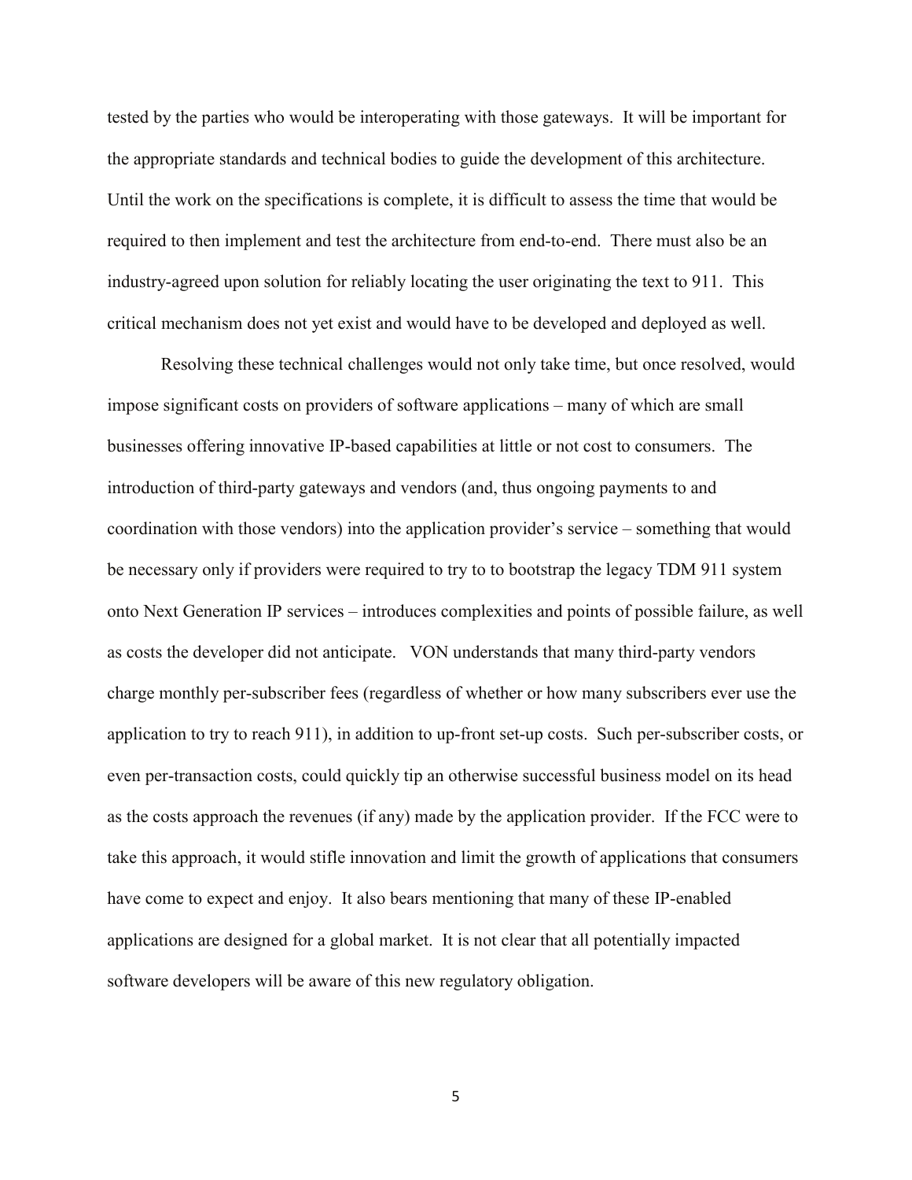tested by the parties who would be interoperating with those gateways. It will be important for the appropriate standards and technical bodies to guide the development of this architecture. Until the work on the specifications is complete, it is difficult to assess the time that would be required to then implement and test the architecture from end-to-end. There must also be an industry-agreed upon solution for reliably locating the user originating the text to 911. This critical mechanism does not yet exist and would have to be developed and deployed as well.

Resolving these technical challenges would not only take time, but once resolved, would impose significant costs on providers of software applications – many of which are small businesses offering innovative IP-based capabilities at little or not cost to consumers. The introduction of third-party gateways and vendors (and, thus ongoing payments to and coordination with those vendors) into the application provider's service – something that would be necessary only if providers were required to try to to bootstrap the legacy TDM 911 system onto Next Generation IP services – introduces complexities and points of possible failure, as well as costs the developer did not anticipate. VON understands that many third-party vendors charge monthly per-subscriber fees (regardless of whether or how many subscribers ever use the application to try to reach 911), in addition to up-front set-up costs. Such per-subscriber costs, or even per-transaction costs, could quickly tip an otherwise successful business model on its head as the costs approach the revenues (if any) made by the application provider. If the FCC were to take this approach, it would stifle innovation and limit the growth of applications that consumers have come to expect and enjoy. It also bears mentioning that many of these IP-enabled applications are designed for a global market. It is not clear that all potentially impacted software developers will be aware of this new regulatory obligation.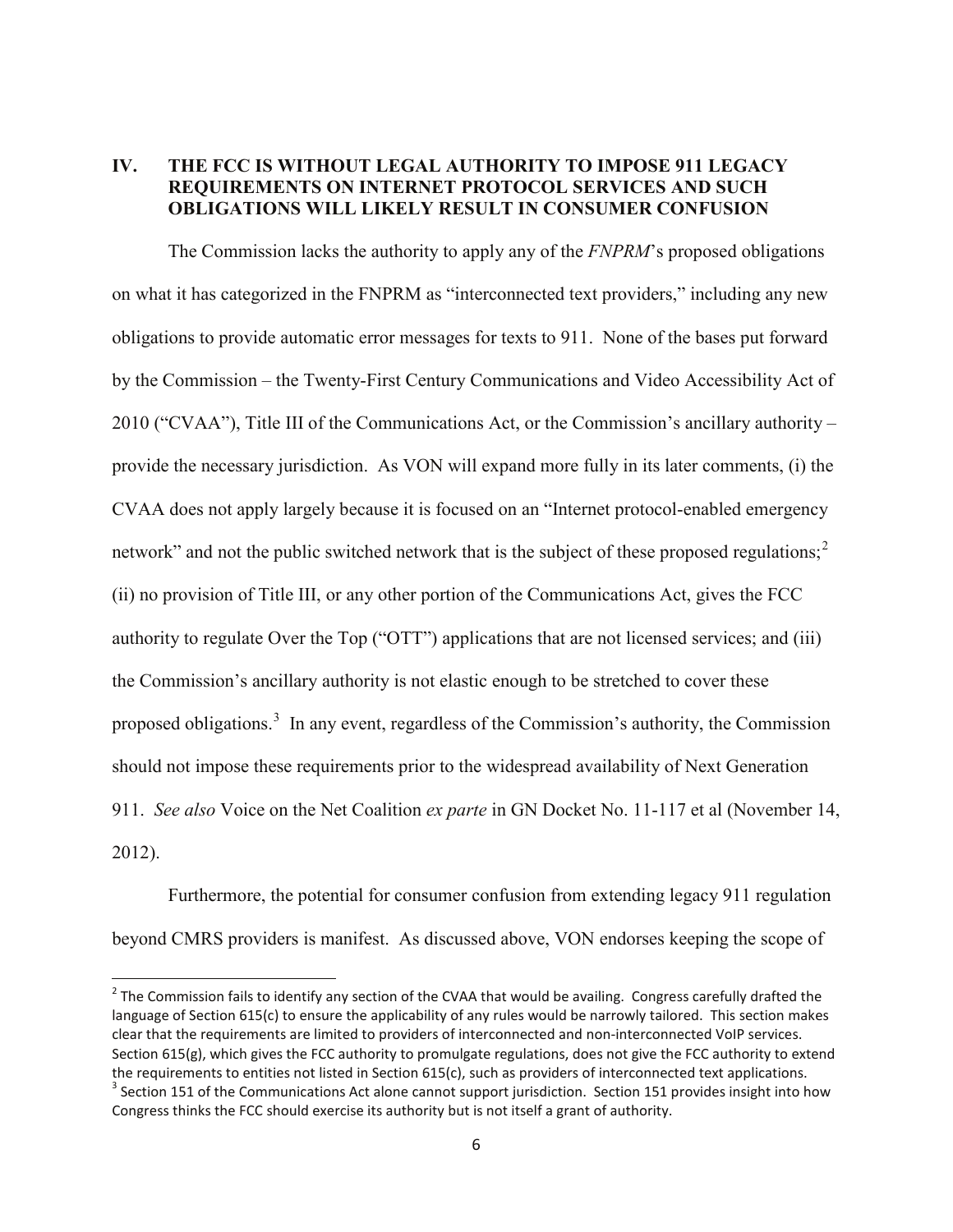## IV. THE FCC IS WITHOUT LEGAL AUTHORITY TO IMPOSE 911 LEGACY REQUIREMENTS ON INTERNET PROTOCOL SERVICES AND SUCH OBLIGATIONS WILL LIKELY RESULT IN CONSUMER CONFUSION

The Commission lacks the authority to apply any of the *FNPRM*'s proposed obligations on what it has categorized in the FNPRM as "interconnected text providers," including any new obligations to provide automatic error messages for texts to 911. None of the bases put forward by the Commission – the Twenty-First Century Communications and Video Accessibility Act of 2010 ("CVAA"), Title III of the Communications Act, or the Commission's ancillary authority – provide the necessary jurisdiction. As VON will expand more fully in its later comments, (i) the CVAA does not apply largely because it is focused on an "Internet protocol-enabled emergency network" and not the public switched network that is the subject of these proposed regulations;[2] (ii) no provision of Title III, or any other portion of the Communications Act, gives the FCC authority to regulate Over the Top ("OTT") applications that are not licensed services; and (iii) the Commission's ancillary authority is not elastic enough to be stretched to cover these proposed obligations.[3] In any event, regardless of the Commission's authority, the Commission should not impose these requirements prior to the widespread availability of Next Generation 911. *See also* Voice on the Net Coalition *ex parte* in GN Docket No. 11-117 et al (November 14, 2012).

Furthermore, the potential for consumer confusion from extending legacy 911 regulation beyond CMRS providers is manifest. As discussed above, VON endorses keeping the scope of

---

[2] The Commission fails to identify any section of the CVAA that would be availing. Congress carefully drafted the language of Section 615(c) to ensure the applicability of any rules would be narrowly tailored. This section makes clear that the requirements are limited to providers of interconnected and non-interconnected VoIP services. Section 615(g), which gives the FCC authority to promulgate regulations, does not give the FCC authority to extend the requirements to entities not listed in Section 615(c), such as providers of interconnected text applications.

[3] Section 151 of the Communications Act alone cannot support jurisdiction. Section 151 provides insight into how Congress thinks the FCC should exercise its authority but is not itself a grant of authority.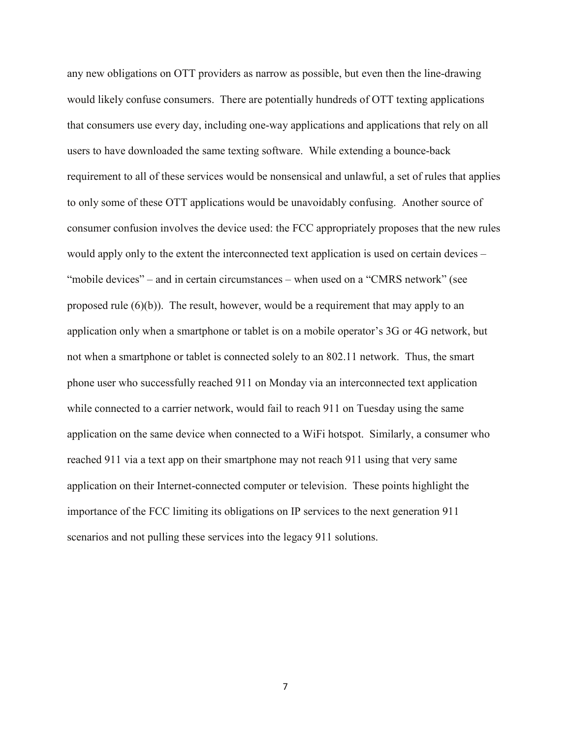any new obligations on OTT providers as narrow as possible, but even then the line-drawing would likely confuse consumers. There are potentially hundreds of OTT texting applications that consumers use every day, including one-way applications and applications that rely on all users to have downloaded the same texting software. While extending a bounce-back requirement to all of these services would be nonsensical and unlawful, a set of rules that applies to only some of these OTT applications would be unavoidably confusing. Another source of consumer confusion involves the device used: the FCC appropriately proposes that the new rules would apply only to the extent the interconnected text application is used on certain devices – "mobile devices" – and in certain circumstances – when used on a "CMRS network" (see proposed rule (6)(b)). The result, however, would be a requirement that may apply to an application only when a smartphone or tablet is on a mobile operator's 3G or 4G network, but not when a smartphone or tablet is connected solely to an 802.11 network. Thus, the smart phone user who successfully reached 911 on Monday via an interconnected text application while connected to a carrier network, would fail to reach 911 on Tuesday using the same application on the same device when connected to a WiFi hotspot. Similarly, a consumer who reached 911 via a text app on their smartphone may not reach 911 using that very same application on their Internet-connected computer or television. These points highlight the importance of the FCC limiting its obligations on IP services to the next generation 911 scenarios and not pulling these services into the legacy 911 solutions.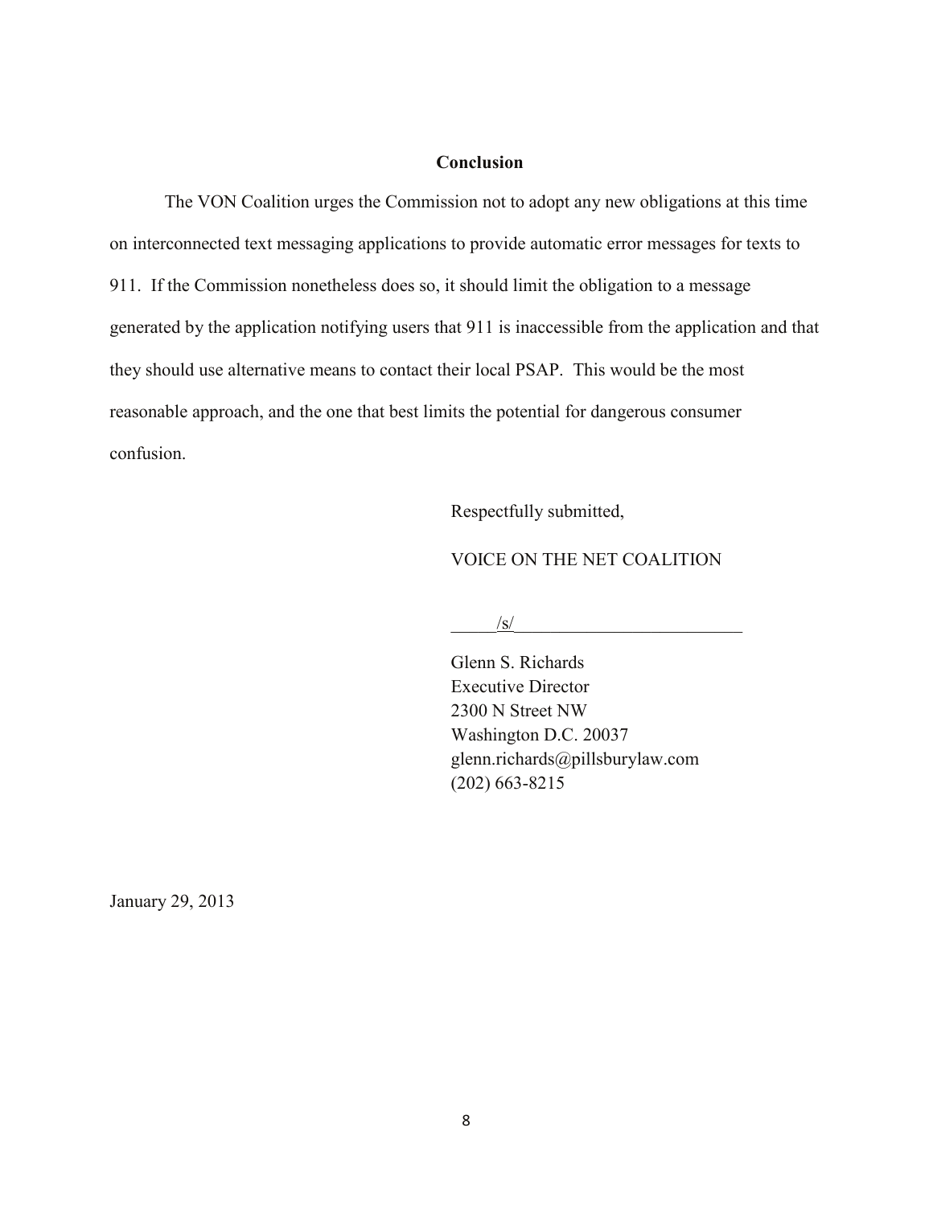## Conclusion

The VON Coalition urges the Commission not to adopt any new obligations at this time on interconnected text messaging applications to provide automatic error messages for texts to 911. If the Commission nonetheless does so, it should limit the obligation to a message generated by the application notifying users that 911 is inaccessible from the application and that they should use alternative means to contact their local PSAP. This would be the most reasonable approach, and the one that best limits the potential for dangerous consumer confusion.

Respectfully submitted,

VOICE ON THE NET COALITION

/s/

Glenn S. Richards
Executive Director
2300 N Street NW
Washington D.C. 20037
glenn.richards@pillsburylaw.com
(202) 663-8215

January 29, 2013